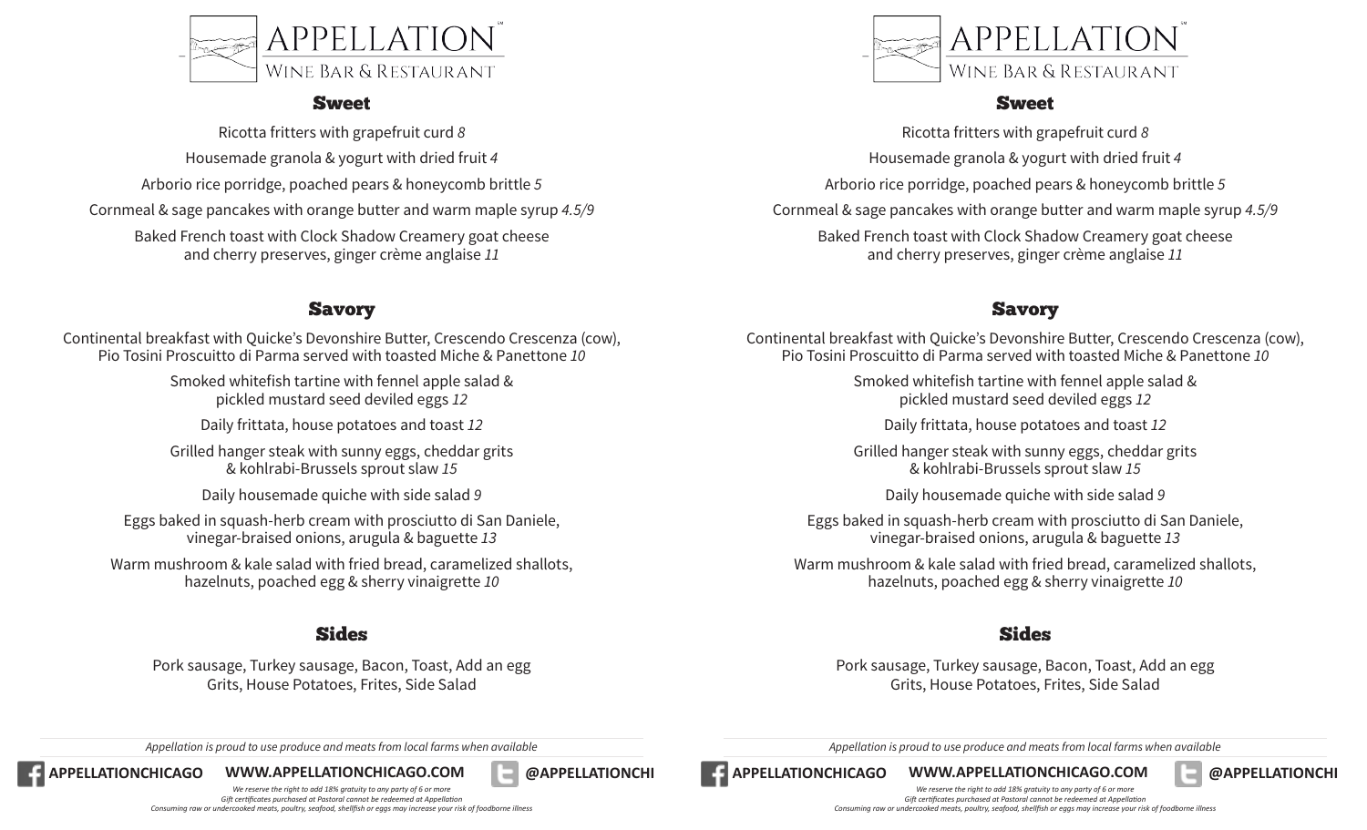# APPELLATION
WINE BAR & RESTAURANT

## Sweet

Ricotta fritters with grapefruit curd *8*

Housemade granola & yogurt with dried fruit *4*

Arborio rice porridge, poached pears & honeycomb brittle *5*

Cornmeal & sage pancakes with orange butter and warm maple syrup *4.5/9*

Baked French toast with Clock Shadow Creamery goat cheese and cherry preserves, ginger crème anglaise *11*

## Savory

Continental breakfast with Quicke's Devonshire Butter, Crescendo Crescenza (cow), Pio Tosini Proscuitto di Parma served with toasted Miche & Panettone *10*

Smoked whitefish tartine with fennel apple salad & pickled mustard seed deviled eggs *12*

Daily frittata, house potatoes and toast *12*

Grilled hanger steak with sunny eggs, cheddar grits & kohlrabi-Brussels sprout slaw *15*

Daily housemade quiche with side salad *9*

Eggs baked in squash-herb cream with prosciutto di San Daniele, vinegar-braised onions, arugula & baguette *13*

Warm mushroom & kale salad with fried bread, caramelized shallots, hazelnuts, poached egg & sherry vinaigrette *10*

## Sides

Pork sausage, Turkey sausage, Bacon, Toast, Add an egg
Grits, House Potatoes, Frites, Side Salad

*Appellation is proud to use produce and meats from local farms when available*

**APPELLATIONCHICAGO** **WWW.APPELLATIONCHICAGO.COM** **@APPELLATIONCHI**

*We reserve the right to add 18% gratuity to any party of 6 or more*
*Gift certificates purchased at Pastoral cannot be redeemed at Appellation*
*Consuming raw or undercooked meats, poultry, seafood, shellfish or eggs may increase your risk of foodborne illness*

# APPELLATION
WINE BAR & RESTAURANT

## Sweet

Ricotta fritters with grapefruit curd *8*

Housemade granola & yogurt with dried fruit *4*

Arborio rice porridge, poached pears & honeycomb brittle *5*

Cornmeal & sage pancakes with orange butter and warm maple syrup *4.5/9*

Baked French toast with Clock Shadow Creamery goat cheese and cherry preserves, ginger crème anglaise *11*

## Savory

Continental breakfast with Quicke's Devonshire Butter, Crescendo Crescenza (cow), Pio Tosini Proscuitto di Parma served with toasted Miche & Panettone *10*

Smoked whitefish tartine with fennel apple salad & pickled mustard seed deviled eggs *12*

Daily frittata, house potatoes and toast *12*

Grilled hanger steak with sunny eggs, cheddar grits & kohlrabi-Brussels sprout slaw *15*

Daily housemade quiche with side salad *9*

Eggs baked in squash-herb cream with prosciutto di San Daniele, vinegar-braised onions, arugula & baguette *13*

Warm mushroom & kale salad with fried bread, caramelized shallots, hazelnuts, poached egg & sherry vinaigrette *10*

## Sides

Pork sausage, Turkey sausage, Bacon, Toast, Add an egg
Grits, House Potatoes, Frites, Side Salad

*Appellation is proud to use produce and meats from local farms when available*

**APPELLATIONCHICAGO** **WWW.APPELLATIONCHICAGO.COM** **@APPELLATIONCHI**

*We reserve the right to add 18% gratuity to any party of 6 or more*
*Gift certificates purchased at Pastoral cannot be redeemed at Appellation*
*Consuming raw or undercooked meats, poultry, seafood, shellfish or eggs may increase your risk of foodborne illness*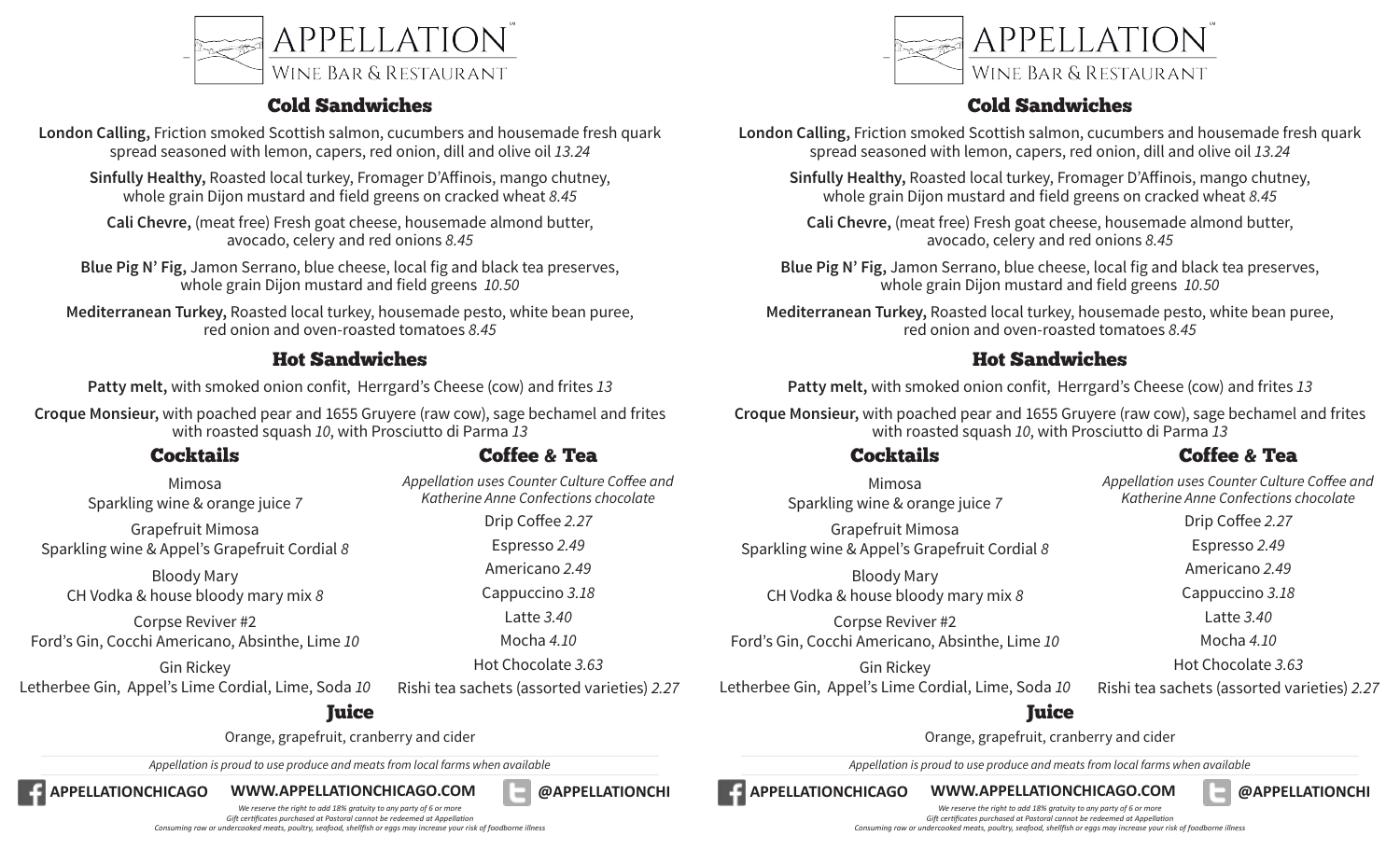# APPELLATION

WINE BAR & RESTAURANT

## Cold Sandwiches

**London Calling,** Friction smoked Scottish salmon, cucumbers and housemade fresh quark spread seasoned with lemon, capers, red onion, dill and olive oil *13.24*

**Sinfully Healthy,** Roasted local turkey, Fromager D'Affinois, mango chutney, whole grain Dijon mustard and field greens on cracked wheat *8.45*

**Cali Chevre,** (meat free) Fresh goat cheese, housemade almond butter, avocado, celery and red onions *8.45*

**Blue Pig N' Fig,** Jamon Serrano, blue cheese, local fig and black tea preserves, whole grain Dijon mustard and field greens *10.50*

**Mediterranean Turkey,** Roasted local turkey, housemade pesto, white bean puree, red onion and oven-roasted tomatoes *8.45*

## Hot Sandwiches

**Patty melt,** with smoked onion confit, Herrgard's Cheese (cow) and frites *13*

**Croque Monsieur,** with poached pear and 1655 Gruyere (raw cow), sage bechamel and frites with roasted squash *10*, with Prosciutto di Parma *13*

## Cocktails

Mimosa
Sparkling wine & orange juice *7*

Grapefruit Mimosa
Sparkling wine & Appel's Grapefruit Cordial *8*

Bloody Mary
CH Vodka & house bloody mary mix *8*

Corpse Reviver #2
Ford's Gin, Cocchi Americano, Absinthe, Lime *10*

Gin Rickey
Letherbee Gin, Appel's Lime Cordial, Lime, Soda *10*

## Coffee & Tea

*Appellation uses Counter Culture Coffee and Katherine Anne Confections chocolate*

Drip Coffee *2.27*

Espresso *2.49*

Americano *2.49*

Cappuccino *3.18*

Latte *3.40*

Mocha *4.10*

Hot Chocolate *3.63*

Rishi tea sachets (assorted varieties) *2.27*

## Juice

Orange, grapefruit, cranberry and cider

*Appellation is proud to use produce and meats from local farms when available*

**APPELLATIONCHICAGO** **WWW.APPELLATIONCHICAGO.COM** **@APPELLATIONCHI**

*We reserve the right to add 18% gratuity to any party of 6 or more*
*Gift certificates purchased at Pastoral cannot be redeemed at Appellation*
*Consuming raw or undercooked meats, poultry, seafood, shellfish or eggs may increase your risk of foodborne illness*

# APPELLATION

WINE BAR & RESTAURANT

## Cold Sandwiches

**London Calling,** Friction smoked Scottish salmon, cucumbers and housemade fresh quark spread seasoned with lemon, capers, red onion, dill and olive oil *13.24*

**Sinfully Healthy,** Roasted local turkey, Fromager D'Affinois, mango chutney, whole grain Dijon mustard and field greens on cracked wheat *8.45*

**Cali Chevre,** (meat free) Fresh goat cheese, housemade almond butter, avocado, celery and red onions *8.45*

**Blue Pig N' Fig,** Jamon Serrano, blue cheese, local fig and black tea preserves, whole grain Dijon mustard and field greens *10.50*

**Mediterranean Turkey,** Roasted local turkey, housemade pesto, white bean puree, red onion and oven-roasted tomatoes *8.45*

## Hot Sandwiches

**Patty melt,** with smoked onion confit, Herrgard's Cheese (cow) and frites *13*

**Croque Monsieur,** with poached pear and 1655 Gruyere (raw cow), sage bechamel and frites with roasted squash *10*, with Prosciutto di Parma *13*

## Cocktails

Mimosa
Sparkling wine & orange juice *7*

Grapefruit Mimosa
Sparkling wine & Appel's Grapefruit Cordial *8*

Bloody Mary
CH Vodka & house bloody mary mix *8*

Corpse Reviver #2
Ford's Gin, Cocchi Americano, Absinthe, Lime *10*

Gin Rickey
Letherbee Gin, Appel's Lime Cordial, Lime, Soda *10*

## Coffee & Tea

*Appellation uses Counter Culture Coffee and Katherine Anne Confections chocolate*

Drip Coffee *2.27*

Espresso *2.49*

Americano *2.49*

Cappuccino *3.18*

Latte *3.40*

Mocha *4.10*

Hot Chocolate *3.63*

Rishi tea sachets (assorted varieties) *2.27*

## Juice

Orange, grapefruit, cranberry and cider

*Appellation is proud to use produce and meats from local farms when available*

**APPELLATIONCHICAGO** **WWW.APPELLATIONCHICAGO.COM** **@APPELLATIONCHI**

*We reserve the right to add 18% gratuity to any party of 6 or more*
*Gift certificates purchased at Pastoral cannot be redeemed at Appellation*
*Consuming raw or undercooked meats, poultry, seafood, shellfish or eggs may increase your risk of foodborne illness*